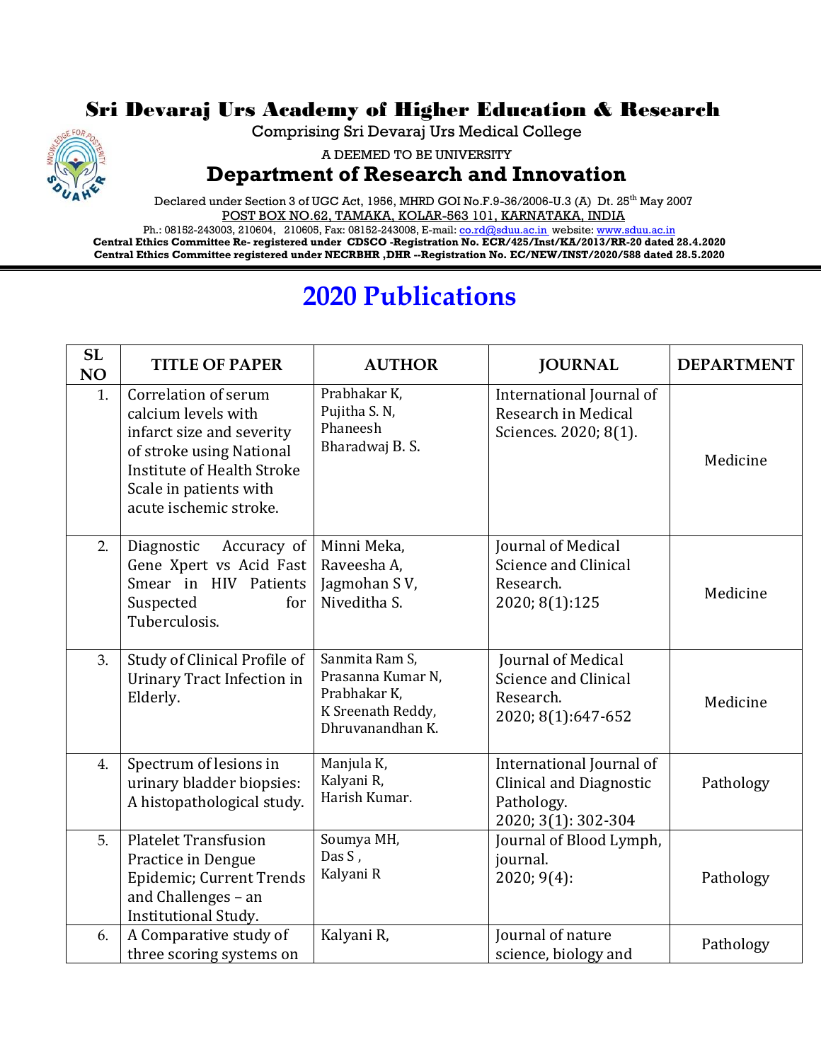# Sri Devaraj Urs Academy of Higher Education & Research

Comprising Sri Devaraj Urs Medical College

A DEEMED TO BE UNIVERSITY

## Department of Research and Innovation

Declared under Section 3 of UGC Act, 1956, MHRD GOI No.F.9-36/2006-U.3 (A) Dt. 25th May 2007

POST BOX NO.62, TAMAKA, KOLAR-563 101, KARNATAKA, INDIA

Ph.: 08152-243003, 210604, 210605, Fax: 08152-243008, E-mail: co.rd@sduu.ac.in website: www.sduu.ac.in

**Central Ethics Committee Re- registered under CDSCO -Registration No. ECR/425/Inst/KA/2013/RR-20 dated 28.4.2020**

**Central Ethics Committee registered under NECRBHR ,DHR --Registration No. EC/NEW/INST/2020/588 dated 28.5.2020**

# 2020 Publications

| SL NO | TITLE OF PAPER | AUTHOR | JOURNAL | DEPARTMENT |
|---|---|---|---|---|
| 1. | Correlation of serum calcium levels with infarct size and severity of stroke using National Institute of Health Stroke Scale in patients with acute ischemic stroke. | Prabhakar K, Pujitha S. N, Phaneesh Bharadwaj B. S. | International Journal of Research in Medical Sciences. 2020; 8(1). | Medicine |
| 2. | Diagnostic Accuracy of Gene Xpert vs Acid Fast Smear in HIV Patients Suspected for Tuberculosis. | Minni Meka, Raveesha A, Jagmohan S V, Niveditha S. | Journal of Medical Science and Clinical Research. 2020; 8(1):125 | Medicine |
| 3. | Study of Clinical Profile of Urinary Tract Infection in Elderly. | Sanmita Ram S, Prasanna Kumar N, Prabhakar K, K Sreenath Reddy, Dhruvanandhan K. | Journal of Medical Science and Clinical Research. 2020; 8(1):647-652 | Medicine |
| 4. | Spectrum of lesions in urinary bladder biopsies: A histopathological study. | Manjula K, Kalyani R, Harish Kumar. | International Journal of Clinical and Diagnostic Pathology. 2020; 3(1): 302-304 | Pathology |
| 5. | Platelet Transfusion Practice in Dengue Epidemic; Current Trends and Challenges – an Institutional Study. | Soumya MH, Das S , Kalyani R | Journal of Blood Lymph, journal. 2020; 9(4): | Pathology |
| 6. | A Comparative study of three scoring systems on | Kalyani R, | Journal of nature science, biology and | Pathology |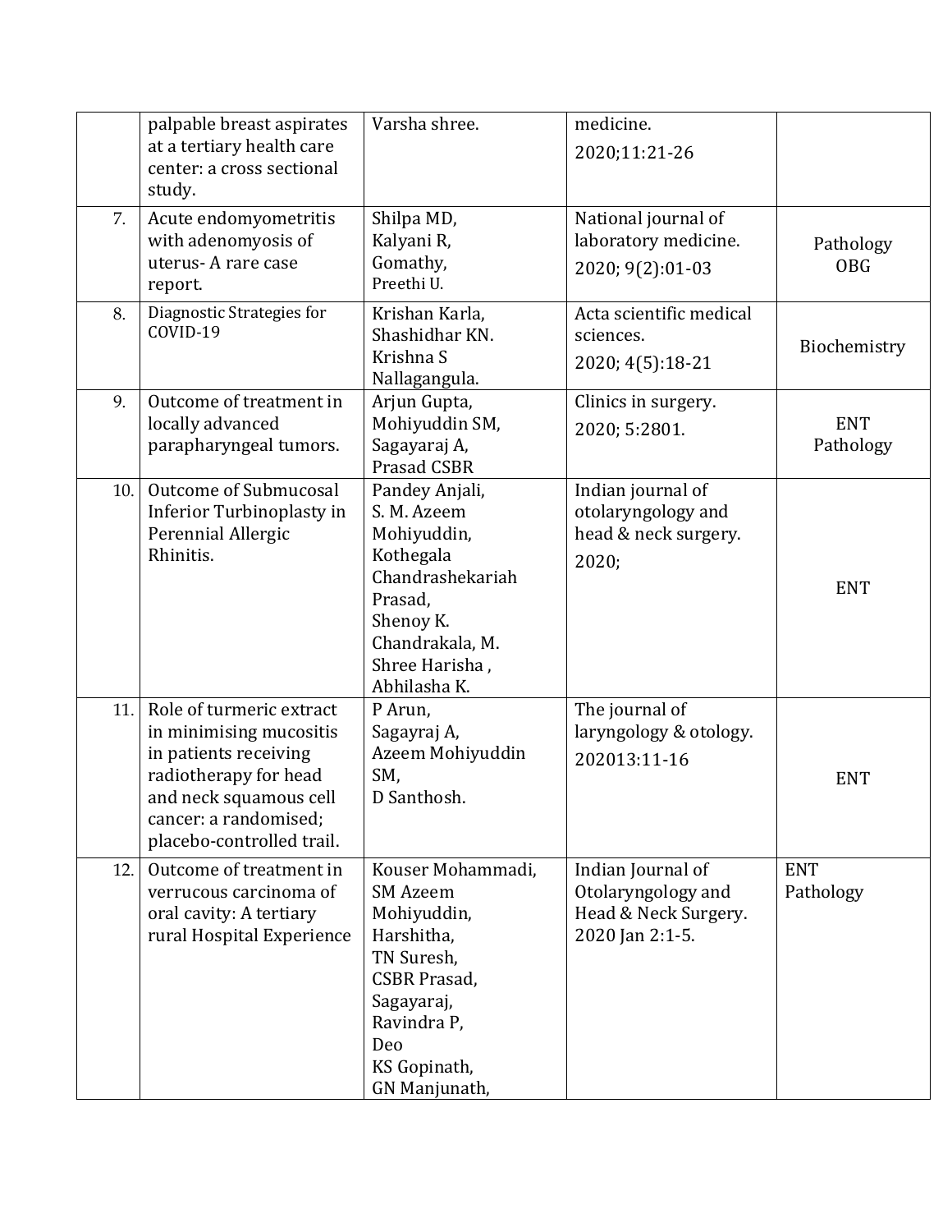| | | | | |
|---|---|---|---|---|
| | palpable breast aspirates at a tertiary health care center: a cross sectional study. | Varsha shree. | medicine. 2020;11:21-26 | |
| 7. | Acute endomyometritis with adenomyosis of uterus- A rare case report. | Shilpa MD, Kalyani R, Gomathy, Preethi U. | National journal of laboratory medicine. 2020; 9(2):01-03 | Pathology OBG |
| 8. | Diagnostic Strategies for COVID-19 | Krishan Karla, Shashidhar KN. Krishna S Nallagangula. | Acta scientific medical sciences. 2020; 4(5):18-21 | Biochemistry |
| 9. | Outcome of treatment in locally advanced parapharyngeal tumors. | Arjun Gupta, Mohiyuddin SM, Sagayaraj A, Prasad CSBR | Clinics in surgery. 2020; 5:2801. | ENT Pathology |
| 10. | Outcome of Submucosal Inferior Turbinoplasty in Perennial Allergic Rhinitis. | Pandey Anjali, S. M. Azeem Mohiyuddin, Kothegala Chandrashekariah Prasad, Shenoy K. Chandrakala, M. Shree Harisha , Abhilasha K. | Indian journal of otolaryngology and head & neck surgery. 2020; | ENT |
| 11. | Role of turmeric extract in minimising mucositis in patients receiving radiotherapy for head and neck squamous cell cancer: a randomised; placebo-controlled trail. | P Arun, Sagayraj A, Azeem Mohiyuddin SM, D Santhosh. | The journal of laryngology & otology. 202013:11-16 | ENT |
| 12. | Outcome of treatment in verrucous carcinoma of oral cavity: A tertiary rural Hospital Experience | Kouser Mohammadi, SM Azeem Mohiyuddin, Harshitha, TN Suresh, CSBR Prasad, Sagayaraj, Ravindra P, Deo KS Gopinath, GN Manjunath, | Indian Journal of Otolaryngology and Head & Neck Surgery. 2020 Jan 2:1-5. | ENT Pathology |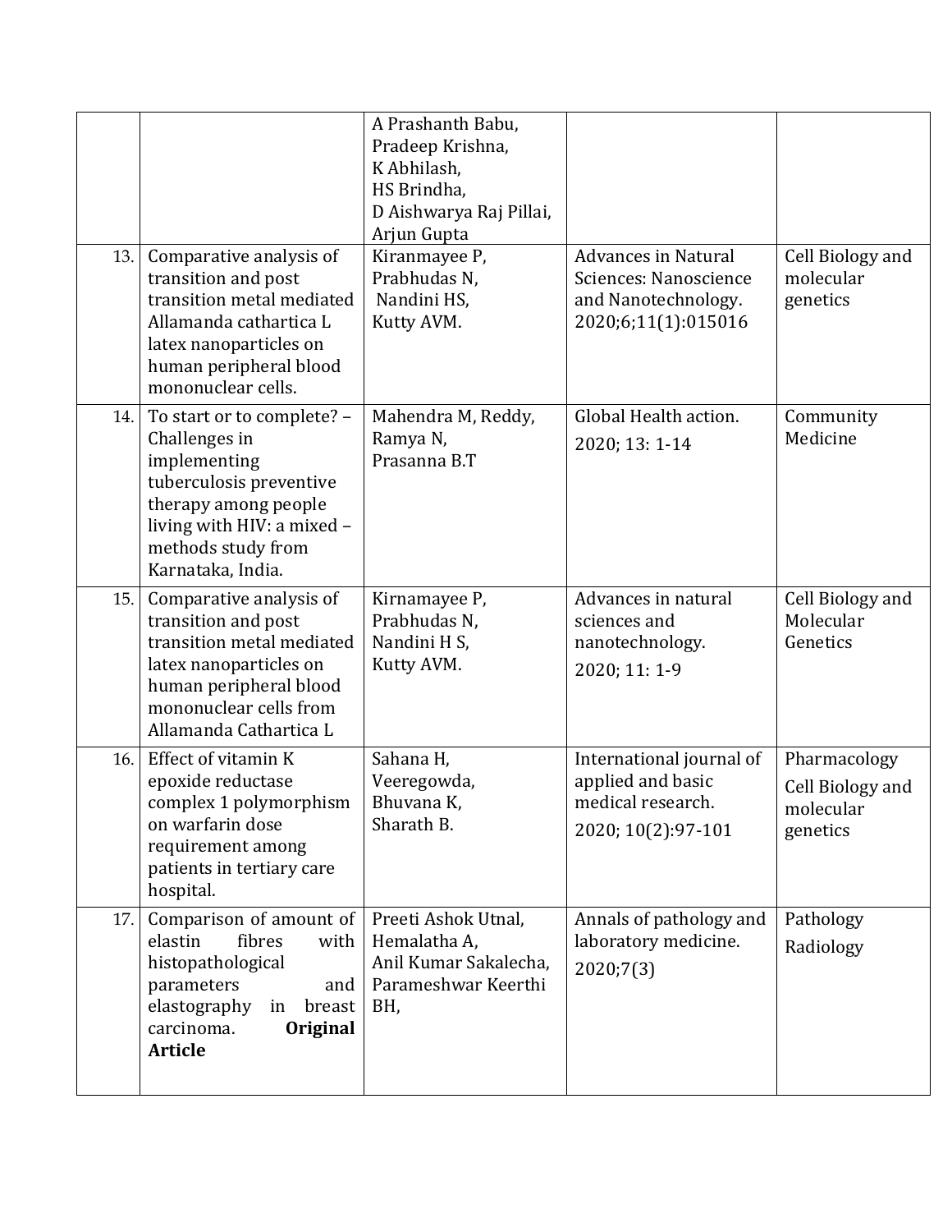| | | | | |
|---|---|---|---|---|
| | | A Prashanth Babu, Pradeep Krishna, K Abhilash, HS Brindha, D Aishwarya Raj Pillai, Arjun Gupta | | |
| 13. | Comparative analysis of transition and post transition metal mediated Allamanda cathartica L latex nanoparticles on human peripheral blood mononuclear cells. | Kiranmayee P, Prabhudas N, Nandini HS, Kutty AVM. | Advances in Natural Sciences: Nanoscience and Nanotechnology. 2020;6;11(1):015016 | Cell Biology and molecular genetics |
| 14. | To start or to complete? – Challenges in implementing tuberculosis preventive therapy among people living with HIV: a mixed – methods study from Karnataka, India. | Mahendra M, Reddy, Ramya N, Prasanna B.T | Global Health action. 2020; 13: 1-14 | Community Medicine |
| 15. | Comparative analysis of transition and post transition metal mediated latex nanoparticles on human peripheral blood mononuclear cells from Allamanda Cathartica L | Kirnamayee P, Prabhudas N, Nandini H S, Kutty AVM. | Advances in natural sciences and nanotechnology. 2020; 11: 1-9 | Cell Biology and Molecular Genetics |
| 16. | Effect of vitamin K epoxide reductase complex 1 polymorphism on warfarin dose requirement among patients in tertiary care hospital. | Sahana H, Veeregowda, Bhuvana K, Sharath B. | International journal of applied and basic medical research. 2020; 10(2):97-101 | Pharmacology Cell Biology and molecular genetics |
| 17. | Comparison of amount of elastin fibres with histopathological parameters and elastography in breast carcinoma. **Original Article** | Preeti Ashok Utnal, Hemalatha A, Anil Kumar Sakalecha, Parameshwar Keerthi BH, | Annals of pathology and laboratory medicine. 2020;7(3) | Pathology Radiology |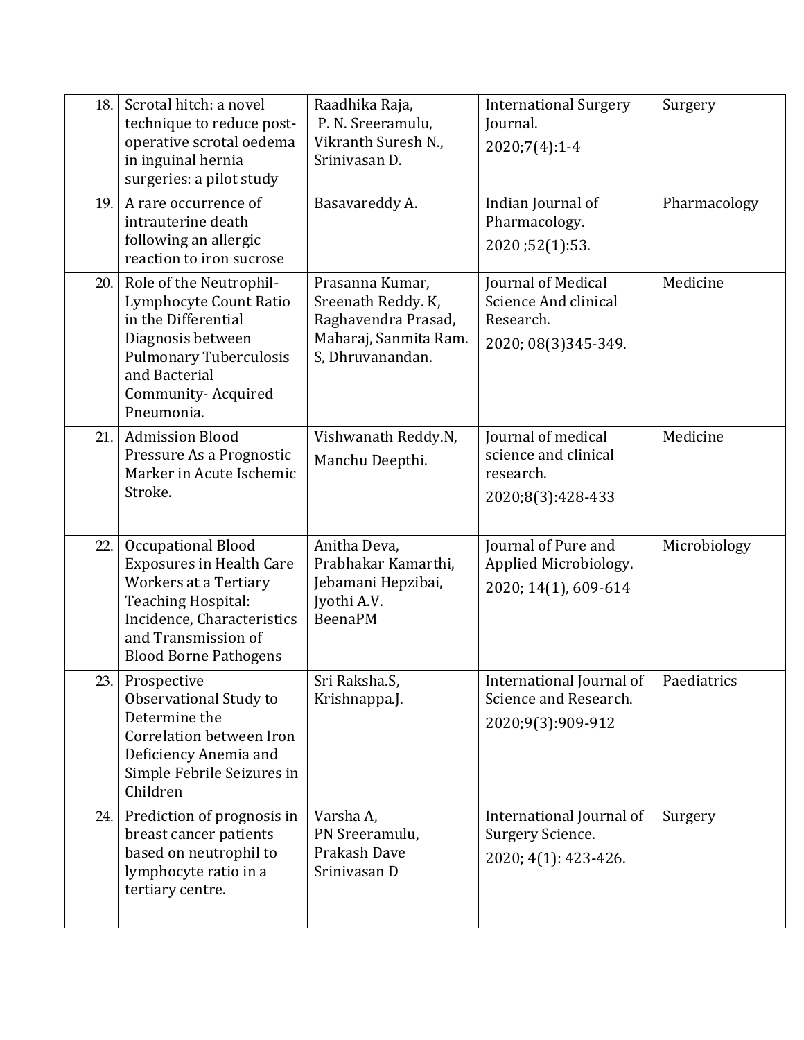| 18. | Scrotal hitch: a novel technique to reduce post-operative scrotal oedema in inguinal hernia surgeries: a pilot study | Raadhika Raja, P. N. Sreeramulu, Vikranth Suresh N., Srinivasan D. | International Surgery Journal. 2020;7(4):1-4 | Surgery |
|---|---|---|---|---|
| 19. | A rare occurrence of intrauterine death following an allergic reaction to iron sucrose | Basavareddy A. | Indian Journal of Pharmacology. 2020 ;52(1):53. | Pharmacology |
| 20. | Role of the Neutrophil-Lymphocyte Count Ratio in the Differential Diagnosis between Pulmonary Tuberculosis and Bacterial Community- Acquired Pneumonia. | Prasanna Kumar, Sreenath Reddy. K, Raghavendra Prasad, Maharaj, Sanmita Ram. S, Dhruvanandan. | Journal of Medical Science And clinical Research. 2020; 08(3)345-349. | Medicine |
| 21. | Admission Blood Pressure As a Prognostic Marker in Acute Ischemic Stroke. | Vishwanath Reddy.N, Manchu Deepthi. | Journal of medical science and clinical research. 2020;8(3):428-433 | Medicine |
| 22. | Occupational Blood Exposures in Health Care Workers at a Tertiary Teaching Hospital: Incidence, Characteristics and Transmission of Blood Borne Pathogens | Anitha Deva, Prabhakar Kamarthi, Jebamani Hepzibai, Jyothi A.V. BeenaPM | Journal of Pure and Applied Microbiology. 2020; 14(1), 609-614 | Microbiology |
| 23. | Prospective Observational Study to Determine the Correlation between Iron Deficiency Anemia and Simple Febrile Seizures in Children | Sri Raksha.S, Krishnappa.J. | International Journal of Science and Research. 2020;9(3):909-912 | Paediatrics |
| 24. | Prediction of prognosis in breast cancer patients based on neutrophil to lymphocyte ratio in a tertiary centre. | Varsha A, PN Sreeramulu, Prakash Dave Srinivasan D | International Journal of Surgery Science. 2020; 4(1): 423-426. | Surgery |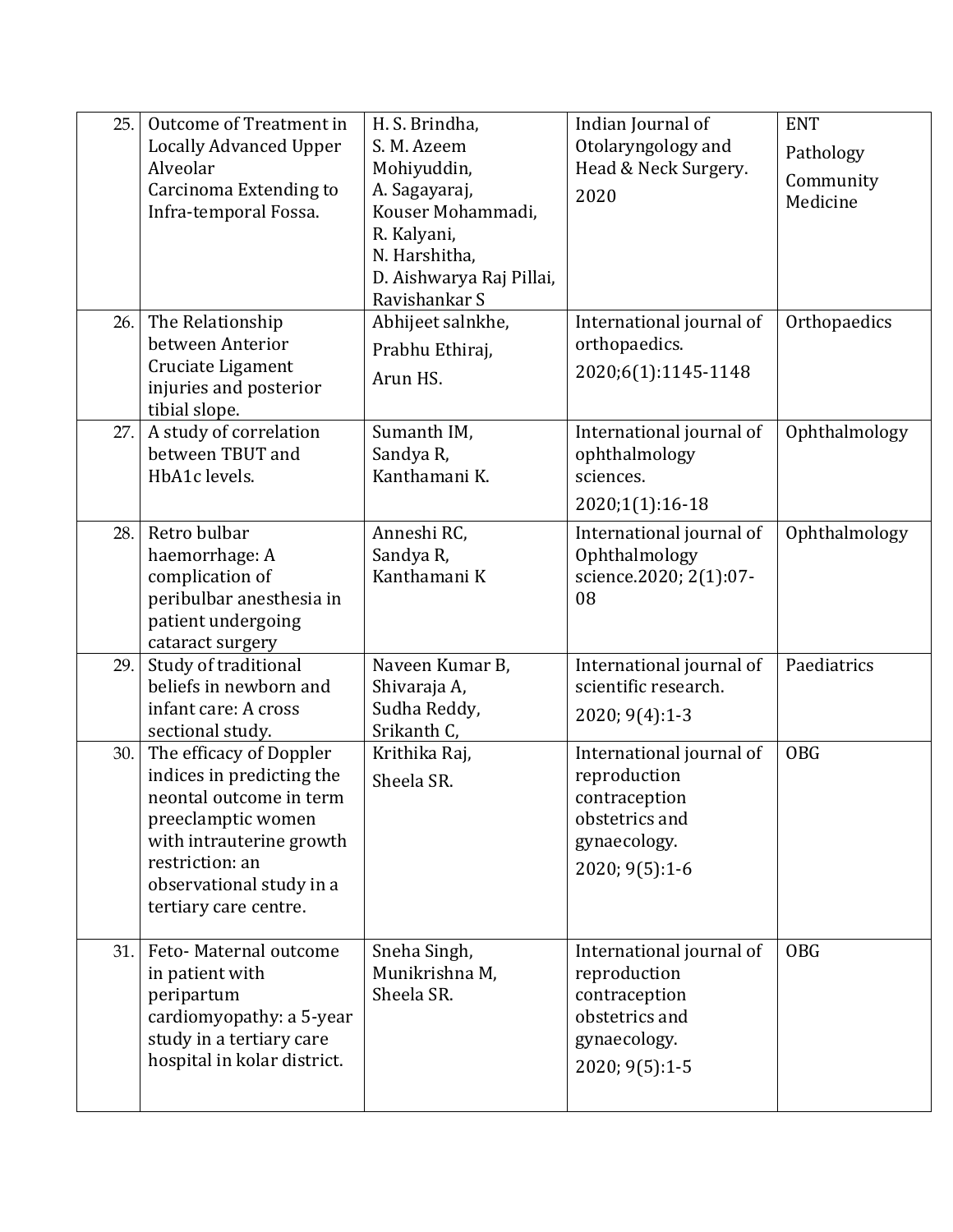| 25. | Outcome of Treatment in Locally Advanced Upper Alveolar Carcinoma Extending to Infra-temporal Fossa. | H. S. Brindha, S. M. Azeem Mohiyuddin, A. Sagayaraj, Kouser Mohammadi, R. Kalyani, N. Harshitha, D. Aishwarya Raj Pillai, Ravishankar S | Indian Journal of Otolaryngology and Head & Neck Surgery. 2020 | ENT Pathology Community Medicine |
|---|---|---|---|---|
| 26. | The Relationship between Anterior Cruciate Ligament injuries and posterior tibial slope. | Abhijeet salnkhe, Prabhu Ethiraj, Arun HS. | International journal of orthopaedics. 2020;6(1):1145-1148 | Orthopaedics |
| 27. | A study of correlation between TBUT and HbA1c levels. | Sumanth IM, Sandya R, Kanthamani K. | International journal of ophthalmology sciences. 2020;1(1):16-18 | Ophthalmology |
| 28. | Retro bulbar haemorrhage: A complication of peribulbar anesthesia in patient undergoing cataract surgery | Anneshi RC, Sandya R, Kanthamani K | International journal of Ophthalmology science.2020; 2(1):07-08 | Ophthalmology |
| 29. | Study of traditional beliefs in newborn and infant care: A cross sectional study. | Naveen Kumar B, Shivaraja A, Sudha Reddy, Srikanth C, | International journal of scientific research. 2020; 9(4):1-3 | Paediatrics |
| 30. | The efficacy of Doppler indices in predicting the neontal outcome in term preeclamptic women with intrauterine growth restriction: an observational study in a tertiary care centre. | Krithika Raj, Sheela SR. | International journal of reproduction contraception obstetrics and gynaecology. 2020; 9(5):1-6 | OBG |
| 31. | Feto- Maternal outcome in patient with peripartum cardiomyopathy: a 5-year study in a tertiary care hospital in kolar district. | Sneha Singh, Munikrishna M, Sheela SR. | International journal of reproduction contraception obstetrics and gynaecology. 2020; 9(5):1-5 | OBG |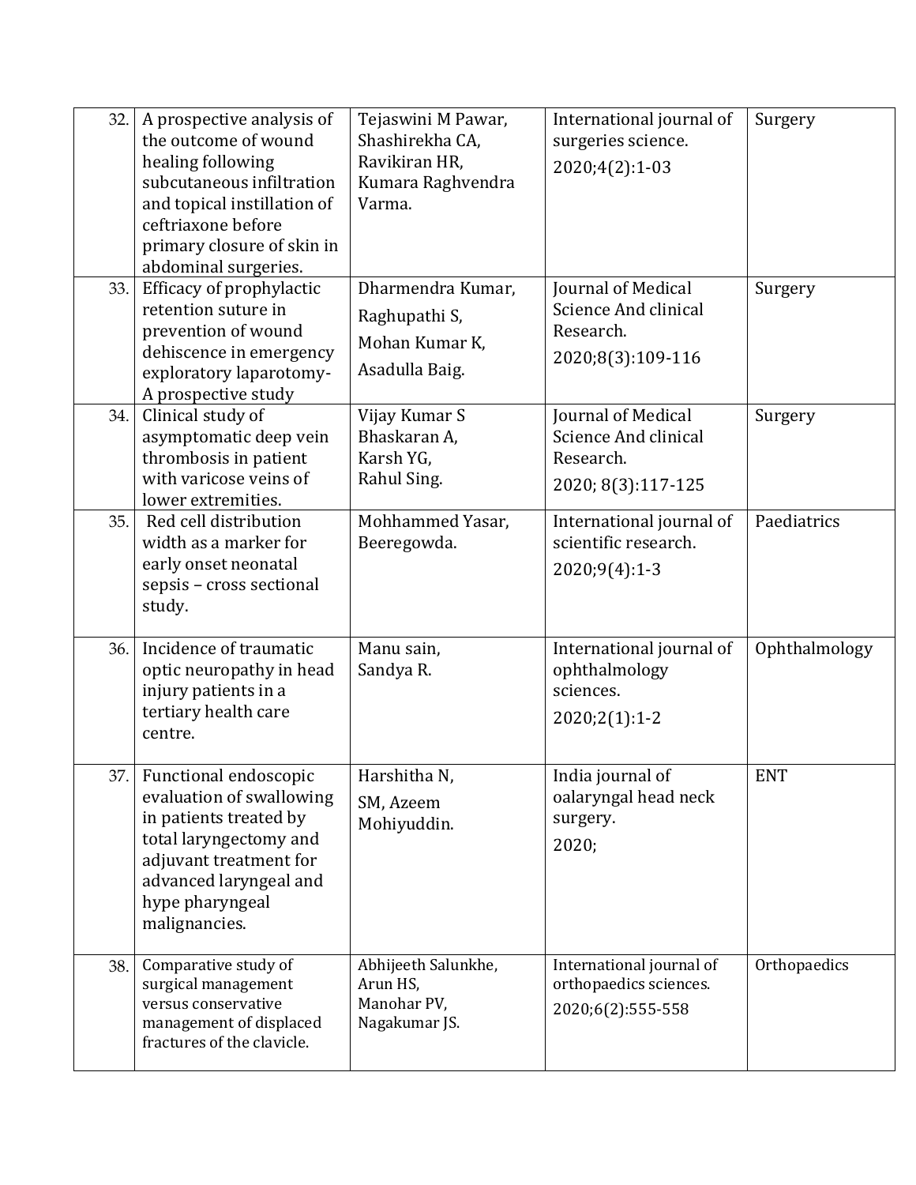| 32. | A prospective analysis of the outcome of wound healing following subcutaneous infiltration and topical instillation of ceftriaxone before primary closure of skin in abdominal surgeries. | Tejaswini M Pawar, Shashirekha CA, Ravikiran HR, Kumara Raghvendra Varma. | International journal of surgeries science. 2020;4(2):1-03 | Surgery |
|---|---|---|---|---|
| 33. | Efficacy of prophylactic retention suture in prevention of wound dehiscence in emergency exploratory laparotomy- A prospective study | Dharmendra Kumar, Raghupathi S, Mohan Kumar K, Asadulla Baig. | Journal of Medical Science And clinical Research. 2020;8(3):109-116 | Surgery |
| 34. | Clinical study of asymptomatic deep vein thrombosis in patient with varicose veins of lower extremities. | Vijay Kumar S Bhaskaran A, Karsh YG, Rahul Sing. | Journal of Medical Science And clinical Research. 2020; 8(3):117-125 | Surgery |
| 35. | Red cell distribution width as a marker for early onset neonatal sepsis – cross sectional study. | Mohhammed Yasar, Beeregowda. | International journal of scientific research. 2020;9(4):1-3 | Paediatrics |
| 36. | Incidence of traumatic optic neuropathy in head injury patients in a tertiary health care centre. | Manu sain, Sandya R. | International journal of ophthalmology sciences. 2020;2(1):1-2 | Ophthalmology |
| 37. | Functional endoscopic evaluation of swallowing in patients treated by total laryngectomy and adjuvant treatment for advanced laryngeal and hype pharyngeal malignancies. | Harshitha N, SM, Azeem Mohiyuddin. | India journal of oalaryngal head neck surgery. 2020; | ENT |
| 38. | Comparative study of surgical management versus conservative management of displaced fractures of the clavicle. | Abhijeeth Salunkhe, Arun HS, Manohar PV, Nagakumar JS. | International journal of orthopaedics sciences. 2020;6(2):555-558 | Orthopaedics |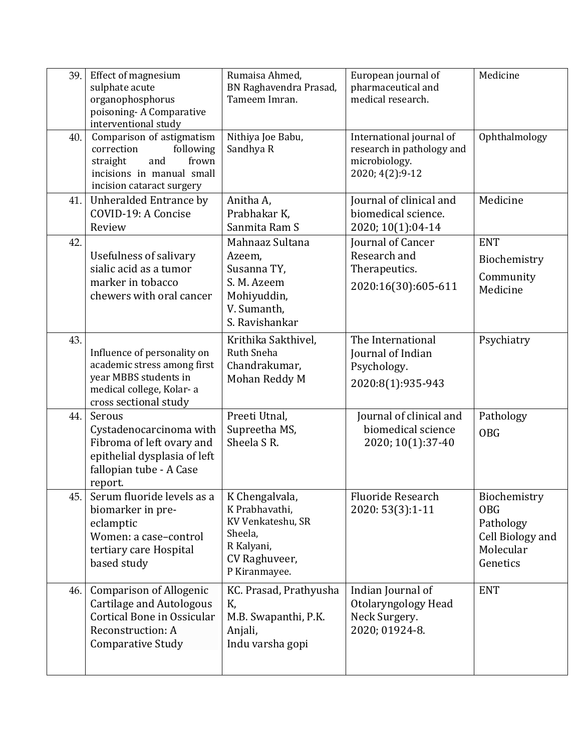| 39. | Effect of magnesium sulphate acute organophosphorus poisoning- A Comparative interventional study | Rumaisa Ahmed, BN Raghavendra Prasad, Tameem Imran. | European journal of pharmaceutical and medical research. | Medicine |
|---|---|---|---|---|
| 40. | Comparison of astigmatism correction following straight and frown incisions in manual small incision cataract surgery | Nithiya Joe Babu, Sandhya R | International journal of research in pathology and microbiology. 2020; 4(2):9-12 | Ophthalmology |
| 41. | Unheralded Entrance by COVID-19: A Concise Review | Anitha A, Prabhakar K, Sanmita Ram S | Journal of clinical and biomedical science. 2020; 10(1):04-14 | Medicine |
| 42. | Usefulness of salivary sialic acid as a tumor marker in tobacco chewers with oral cancer | Mahnaaz Sultana Azeem, Susanna TY, S. M. Azeem Mohiyuddin, V. Sumanth, S. Ravishankar | Journal of Cancer Research and Therapeutics. 2020:16(30):605-611 | ENT Biochemistry Community Medicine |
| 43. | Influence of personality on academic stress among first year MBBS students in medical college, Kolar- a cross sectional study | Krithika Sakthivel, Ruth Sneha Chandrakumar, Mohan Reddy M | The International Journal of Indian Psychology. 2020:8(1):935-943 | Psychiatry |
| 44. | Serous Cystadenocarcinoma with Fibroma of left ovary and epithelial dysplasia of left fallopian tube - A Case report. | Preeti Utnal, Supreetha MS, Sheela S R. | Journal of clinical and biomedical science 2020; 10(1):37-40 | Pathology OBG |
| 45. | Serum fluoride levels as a biomarker in pre-eclamptic Women: a case–control tertiary care Hospital based study | K Chengalvala, K Prabhavathi, KV Venkateshu, SR Sheela, R Kalyani, CV Raghuveer, P Kiranmayee. | Fluoride Research 2020: 53(3):1-11 | Biochemistry OBG Pathology Cell Biology and Molecular Genetics |
| 46. | Comparison of Allogenic Cartilage and Autologous Cortical Bone in Ossicular Reconstruction: A Comparative Study | KC. Prasad, Prathyusha K, M.B. Swapanthi, P.K. Anjali, Indu varsha gopi | Indian Journal of Otolaryngology Head Neck Surgery. 2020; 01924-8. | ENT |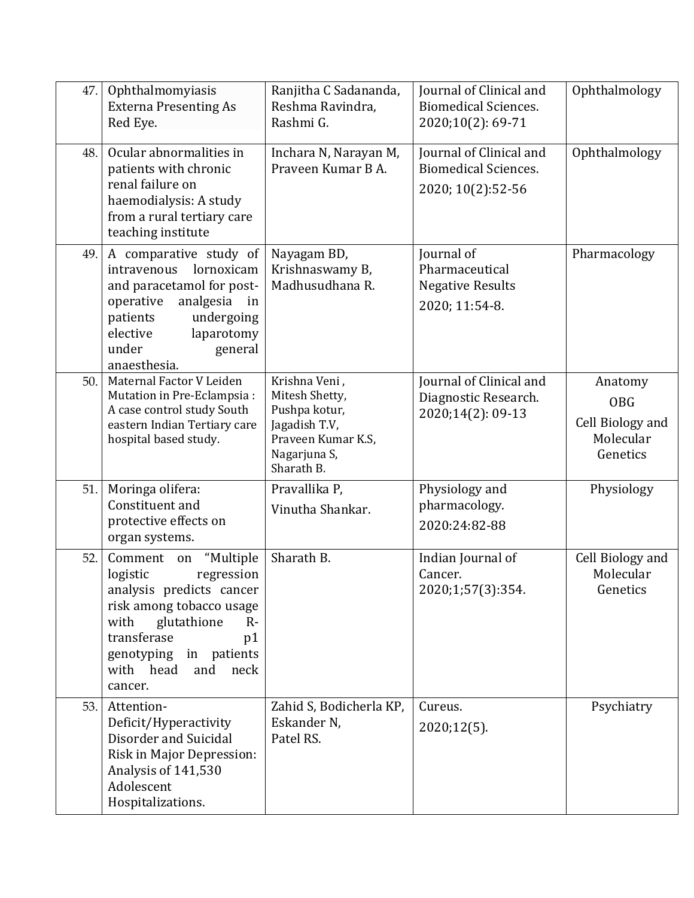| | | | | |
|---|---|---|---|---|
| 47. | Ophthalmomyiasis Externa Presenting As Red Eye. | Ranjitha C Sadananda, Reshma Ravindra, Rashmi G. | Journal of Clinical and Biomedical Sciences. 2020;10(2): 69-71 | Ophthalmology |
| 48. | Ocular abnormalities in patients with chronic renal failure on haemodialysis: A study from a rural tertiary care teaching institute | Inchara N, Narayan M, Praveen Kumar B A. | Journal of Clinical and Biomedical Sciences. 2020; 10(2):52-56 | Ophthalmology |
| 49. | A comparative study of intravenous lornoxicam and paracetamol for post-operative analgesia in patients undergoing elective laparotomy under general anaesthesia. | Nayagam BD, Krishnaswamy B, Madhusudhana R. | Journal of Pharmaceutical Negative Results 2020; 11:54-8. | Pharmacology |
| 50. | Maternal Factor V Leiden Mutation in Pre-Eclampsia : A case control study South eastern Indian Tertiary care hospital based study. | Krishna Veni , Mitesh Shetty, Pushpa kotur, Jagadish T.V, Praveen Kumar K.S, Nagarjuna S, Sharath B. | Journal of Clinical and Diagnostic Research. 2020;14(2): 09-13 | Anatomy OBG Cell Biology and Molecular Genetics |
| 51. | Moringa olifera: Constituent and protective effects on organ systems. | Pravallika P, Vinutha Shankar. | Physiology and pharmacology. 2020:24:82-88 | Physiology |
| 52. | Comment on "Multiple logistic regression analysis predicts cancer risk among tobacco usage with glutathione R-transferase p1 genotyping in patients with head and neck cancer. | Sharath B. | Indian Journal of Cancer. 2020;1;57(3):354. | Cell Biology and Molecular Genetics |
| 53. | Attention-Deficit/Hyperactivity Disorder and Suicidal Risk in Major Depression: Analysis of 141,530 Adolescent Hospitalizations. | Zahid S, Bodicherla KP, Eskander N, Patel RS. | Cureus. 2020;12(5). | Psychiatry |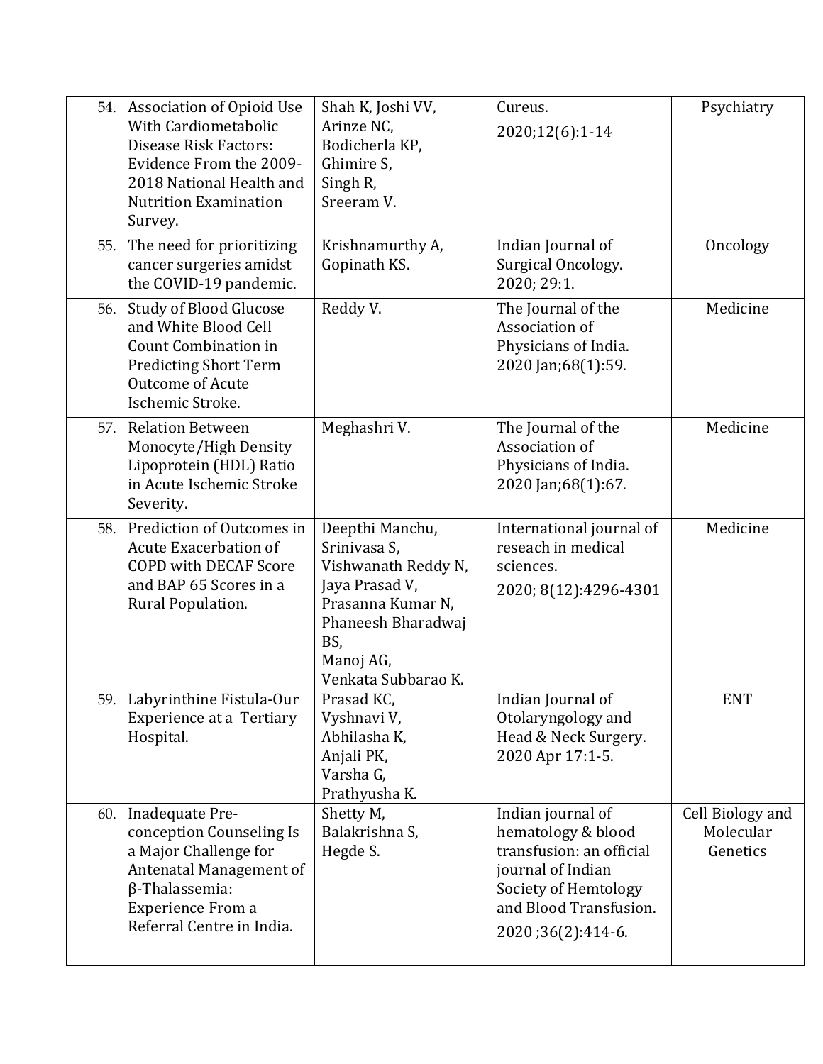| 54. | Association of Opioid Use With Cardiometabolic Disease Risk Factors: Evidence From the 2009-2018 National Health and Nutrition Examination Survey. | Shah K, Joshi VV, Arinze NC, Bodicherla KP, Ghimire S, Singh R, Sreeram V. | Cureus. 2020;12(6):1-14 | Psychiatry |
|---|---|---|---|---|
| 55. | The need for prioritizing cancer surgeries amidst the COVID-19 pandemic. | Krishnamurthy A, Gopinath KS. | Indian Journal of Surgical Oncology. 2020; 29:1. | Oncology |
| 56. | Study of Blood Glucose and White Blood Cell Count Combination in Predicting Short Term Outcome of Acute Ischemic Stroke. | Reddy V. | The Journal of the Association of Physicians of India. 2020 Jan;68(1):59. | Medicine |
| 57. | Relation Between Monocyte/High Density Lipoprotein (HDL) Ratio in Acute Ischemic Stroke Severity. | Meghashri V. | The Journal of the Association of Physicians of India. 2020 Jan;68(1):67. | Medicine |
| 58. | Prediction of Outcomes in Acute Exacerbation of COPD with DECAF Score and BAP 65 Scores in a Rural Population. | Deepthi Manchu, Srinivasa S, Vishwanath Reddy N, Jaya Prasad V, Prasanna Kumar N, Phaneesh Bharadwaj BS, Manoj AG, Venkata Subbarao K. | International journal of reseach in medical sciences. 2020; 8(12):4296-4301 | Medicine |
| 59. | Labyrinthine Fistula-Our Experience at a Tertiary Hospital. | Prasad KC, Vyshnavi V, Abhilasha K, Anjali PK, Varsha G, Prathyusha K. | Indian Journal of Otolaryngology and Head & Neck Surgery. 2020 Apr 17:1-5. | ENT |
| 60. | Inadequate Pre-conception Counseling Is a Major Challenge for Antenatal Management of β-Thalassemia: Experience From a Referral Centre in India. | Shetty M, Balakrishna S, Hegde S. | Indian journal of hematology & blood transfusion: an official journal of Indian Society of Hemtology and Blood Transfusion. 2020 ;36(2):414-6. | Cell Biology and Molecular Genetics |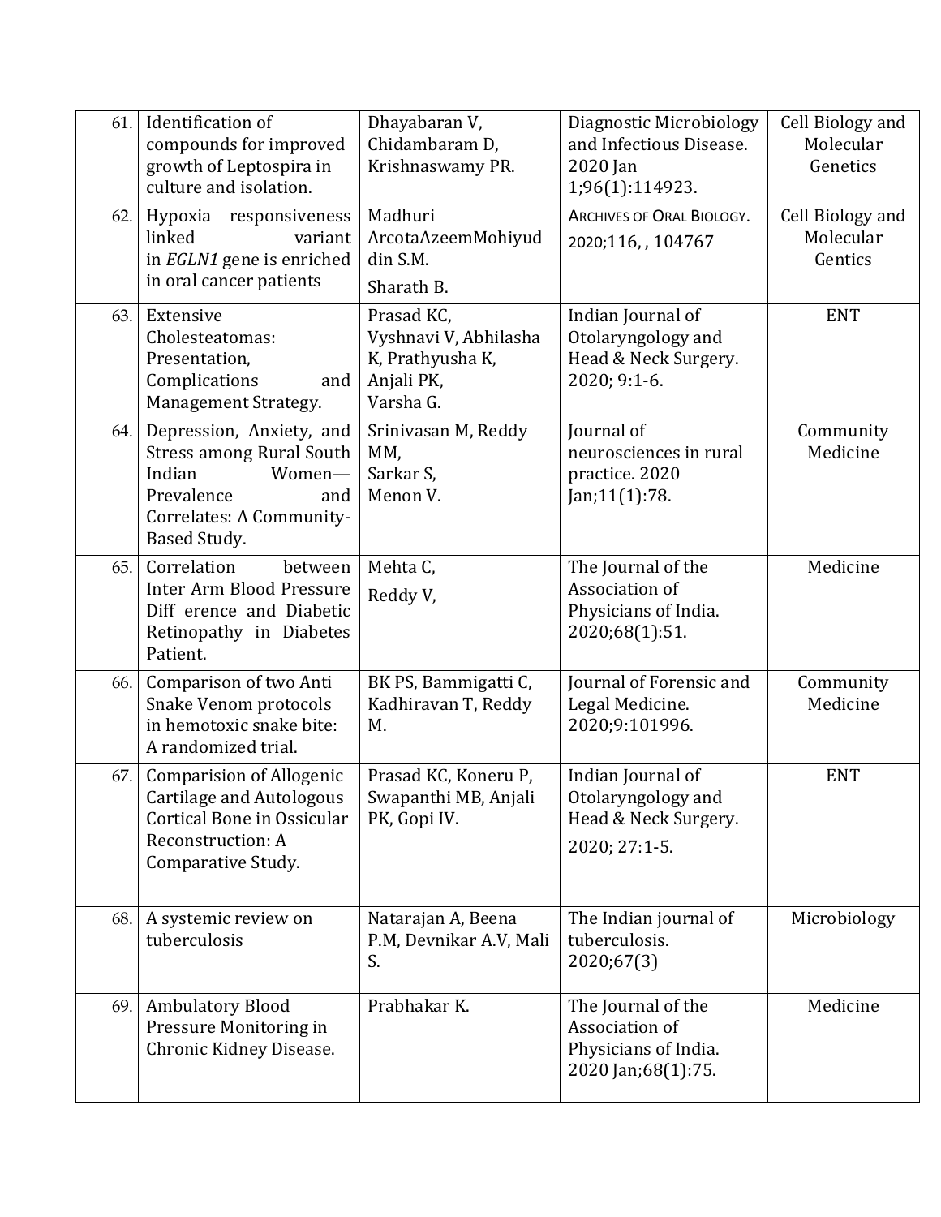| 61. | Identification of compounds for improved growth of Leptospira in culture and isolation. | Dhayabaran V, Chidambaram D, Krishnaswamy PR. | Diagnostic Microbiology and Infectious Disease. 2020 Jan 1;96(1):114923. | Cell Biology and Molecular Genetics |
|---|---|---|---|---|
| 62. | Hypoxia responsiveness linked variant in *EGLN1* gene is enriched in oral cancer patients | Madhuri ArcotaAzeemMohiyuddin S.M. Sharath B. | ARCHIVES OF ORAL BIOLOGY. 2020;116, , 104767 | Cell Biology and Molecular Gentics |
| 63. | Extensive Cholesteatomas: Presentation, Complications and Management Strategy. | Prasad KC, Vyshnavi V, Abhilasha K, Prathyusha K, Anjali PK, Varsha G. | Indian Journal of Otolaryngology and Head & Neck Surgery. 2020; 9:1-6. | ENT |
| 64. | Depression, Anxiety, and Stress among Rural South Indian Women—Prevalence and Correlates: A Community-Based Study. | Srinivasan M, Reddy MM, Sarkar S, Menon V. | Journal of neurosciences in rural practice. 2020 Jan;11(1):78. | Community Medicine |
| 65. | Correlation between Inter Arm Blood Pressure Diff erence and Diabetic Retinopathy in Diabetes Patient. | Mehta C, Reddy V, | The Journal of the Association of Physicians of India. 2020;68(1):51. | Medicine |
| 66. | Comparison of two Anti Snake Venom protocols in hemotoxic snake bite: A randomized trial. | BK PS, Bammigatti C, Kadhiravan T, Reddy M. | Journal of Forensic and Legal Medicine. 2020;9:101996. | Community Medicine |
| 67. | Comparision of Allogenic Cartilage and Autologous Cortical Bone in Ossicular Reconstruction: A Comparative Study. | Prasad KC, Koneru P, Swapanthi MB, Anjali PK, Gopi IV. | Indian Journal of Otolaryngology and Head & Neck Surgery. 2020; 27:1-5. | ENT |
| 68. | A systemic review on tuberculosis | Natarajan A, Beena P.M, Devnikar A.V, Mali S. | The Indian journal of tuberculosis. 2020;67(3) | Microbiology |
| 69. | Ambulatory Blood Pressure Monitoring in Chronic Kidney Disease. | Prabhakar K. | The Journal of the Association of Physicians of India. 2020 Jan;68(1):75. | Medicine |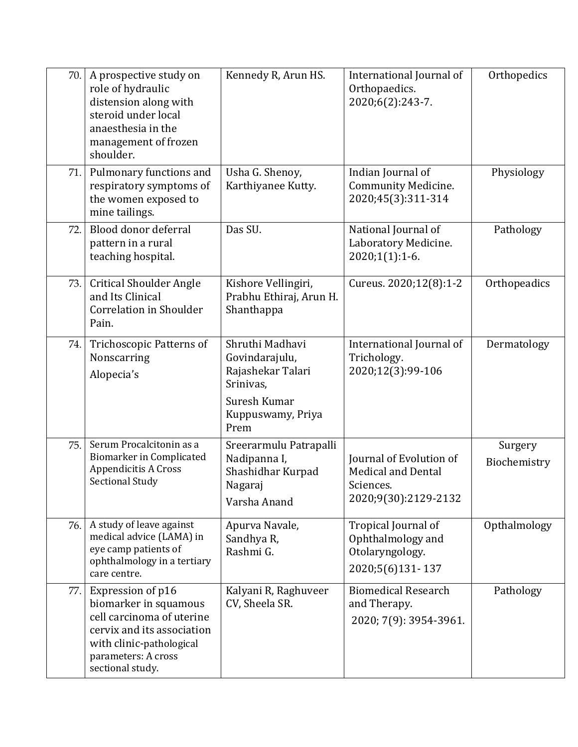| 70. | A prospective study on role of hydraulic distension along with steroid under local anaesthesia in the management of frozen shoulder. | Kennedy R, Arun HS. | International Journal of Orthopaedics. 2020;6(2):243-7. | Orthopedics |
|---|---|---|---|---|
| 71. | Pulmonary functions and respiratory symptoms of the women exposed to mine tailings. | Usha G. Shenoy, Karthiyanee Kutty. | Indian Journal of Community Medicine. 2020;45(3):311-314 | Physiology |
| 72. | Blood donor deferral pattern in a rural teaching hospital. | Das SU. | National Journal of Laboratory Medicine. 2020;1(1):1-6. | Pathology |
| 73. | Critical Shoulder Angle and Its Clinical Correlation in Shoulder Pain. | Kishore Vellingiri, Prabhu Ethiraj, Arun H. Shanthappa | Cureus. 2020;12(8):1-2 | Orthopeadics |
| 74. | Trichoscopic Patterns of Nonscarring Alopecia's | Shruthi Madhavi Govindarajulu, Rajashekar Talari Srinivas, Suresh Kumar Kuppuswamy, Priya Prem | International Journal of Trichology. 2020;12(3):99-106 | Dermatology |
| 75. | Serum Procalcitonin as a Biomarker in Complicated Appendicitis A Cross Sectional Study | Sreerarmulu Patrapalli Nadipanna I, Shashidhar Kurpad Nagaraj Varsha Anand | Journal of Evolution of Medical and Dental Sciences. 2020;9(30):2129-2132 | Surgery Biochemistry |
| 76. | A study of leave against medical advice (LAMA) in eye camp patients of ophthalmology in a tertiary care centre. | Apurva Navale, Sandhya R, Rashmi G. | Tropical Journal of Ophthalmology and Otolaryngology. 2020;5(6)131- 137 | Opthalmology |
| 77. | Expression of p16 biomarker in squamous cell carcinoma of uterine cervix and its association with clinic-pathological parameters: A cross sectional study. | Kalyani R, Raghuveer CV, Sheela SR. | Biomedical Research and Therapy. 2020; 7(9): 3954-3961. | Pathology |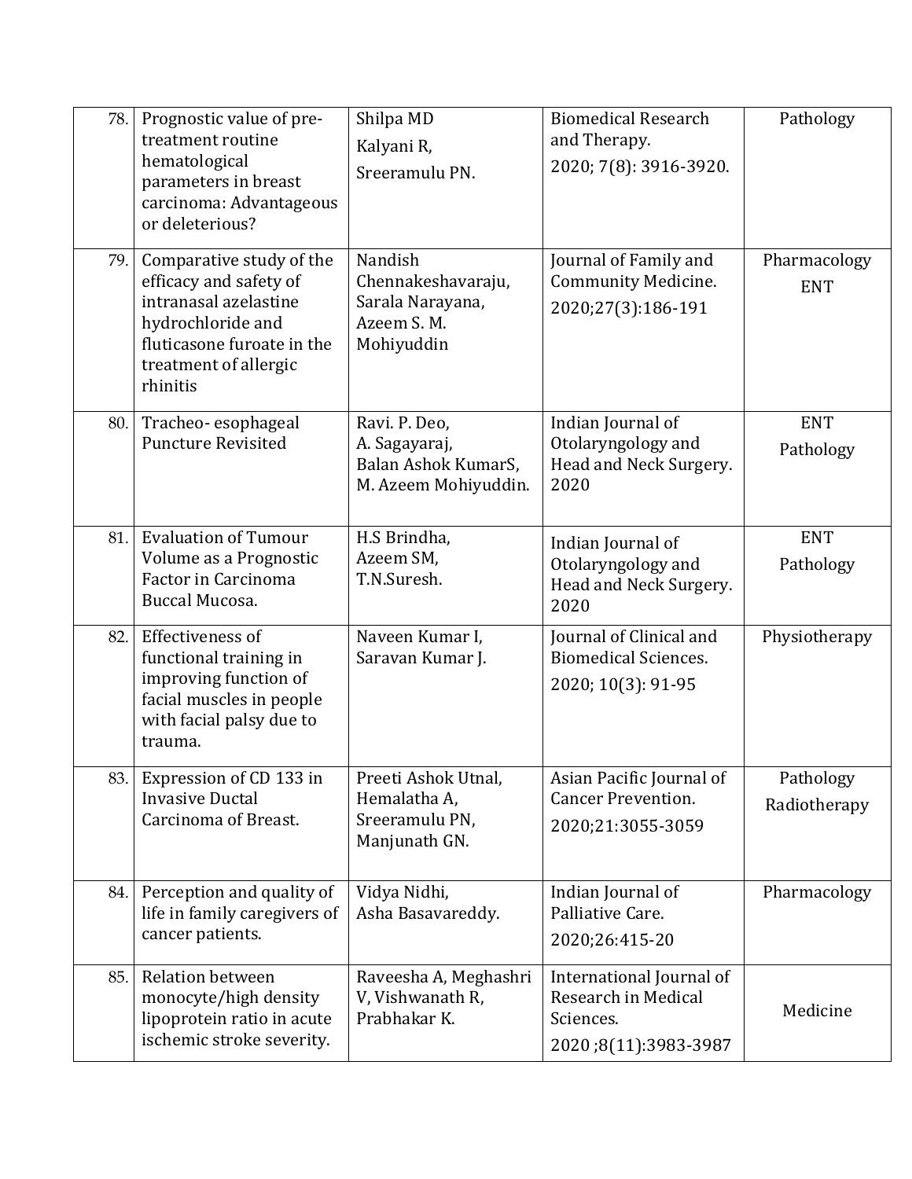| | | | | |
|---|---|---|---|---|
| 78. | Prognostic value of pre-treatment routine hematological parameters in breast carcinoma: Advantageous or deleterious? | Shilpa MD<br>Kalyani R,<br>Sreeramulu PN. | Biomedical Research and Therapy.<br>2020; 7(8): 3916-3920. | Pathology |
| 79. | Comparative study of the efficacy and safety of intranasal azelastine hydrochloride and fluticasone furoate in the treatment of allergic rhinitis | Nandish Chennakeshavaraju, Sarala Narayana, Azeem S. M. Mohiyuddin | Journal of Family and Community Medicine.<br>2020;27(3):186-191 | Pharmacology<br>ENT |
| 80. | Tracheo- esophageal Puncture Revisited | Ravi. P. Deo,<br>A. Sagayaraj,<br>Balan Ashok KumarS,<br>M. Azeem Mohiyuddin. | Indian Journal of Otolaryngology and Head and Neck Surgery. 2020 | ENT<br>Pathology |
| 81. | Evaluation of Tumour Volume as a Prognostic Factor in Carcinoma Buccal Mucosa. | H.S Brindha,<br>Azeem SM,<br>T.N.Suresh. | Indian Journal of Otolaryngology and Head and Neck Surgery. 2020 | ENT<br>Pathology |
| 82. | Effectiveness of functional training in improving function of facial muscles in people with facial palsy due to trauma. | Naveen Kumar I,<br>Saravan Kumar J. | Journal of Clinical and Biomedical Sciences.<br>2020; 10(3): 91-95 | Physiotherapy |
| 83. | Expression of CD 133 in Invasive Ductal Carcinoma of Breast. | Preeti Ashok Utnal,<br>Hemalatha A,<br>Sreeramulu PN,<br>Manjunath GN. | Asian Pacific Journal of Cancer Prevention.<br>2020;21:3055-3059 | Pathology<br>Radiotherapy |
| 84. | Perception and quality of life in family caregivers of cancer patients. | Vidya Nidhi,<br>Asha Basavareddy. | Indian Journal of Palliative Care.<br>2020;26:415-20 | Pharmacology |
| 85. | Relation between monocyte/high density lipoprotein ratio in acute ischemic stroke severity. | Raveesha A, Meghashri V, Vishwanath R, Prabhakar K. | International Journal of Research in Medical Sciences.<br>2020 ;8(11):3983-3987 | Medicine |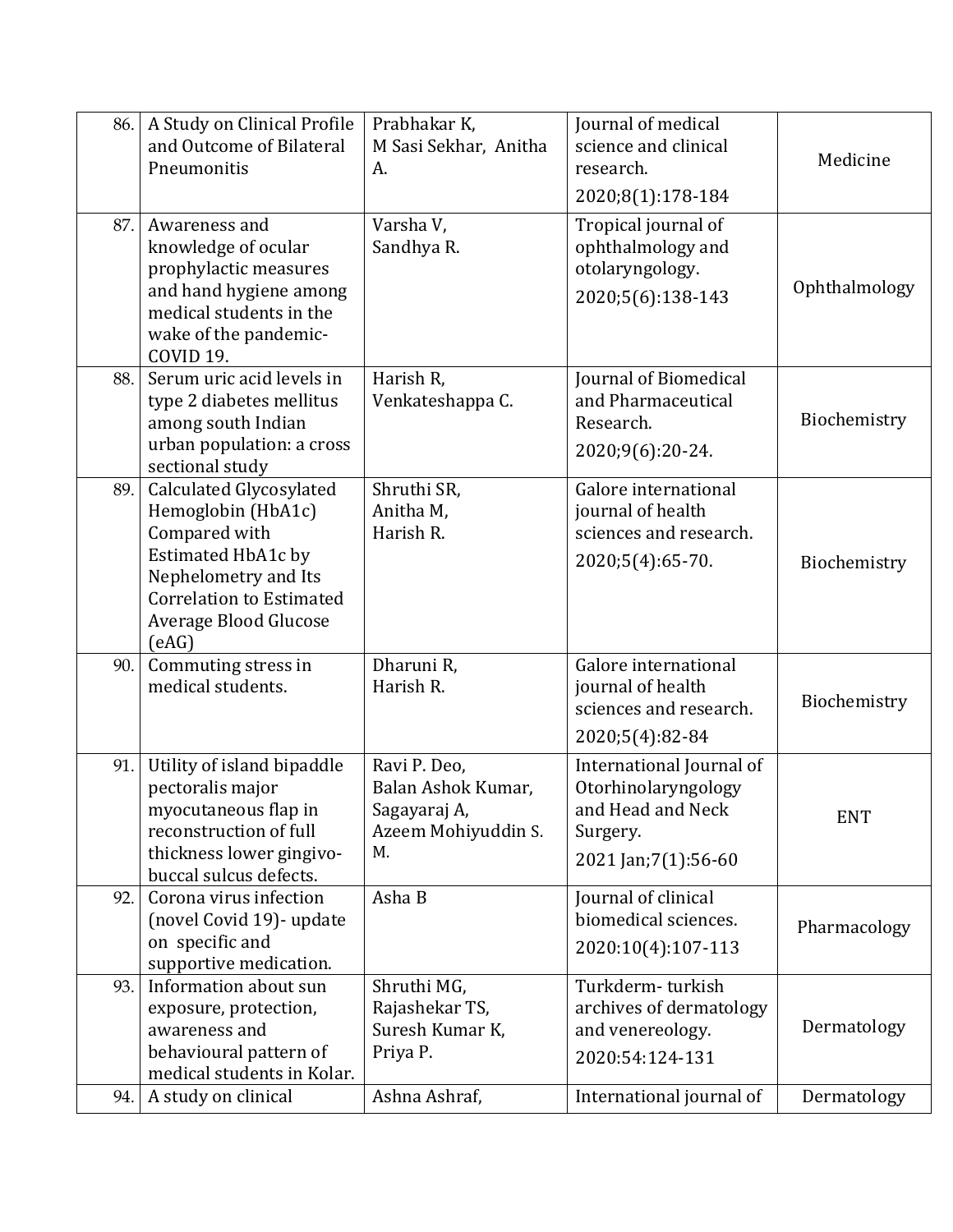| | | | | |
|---|---|---|---|---|
| 86. | A Study on Clinical Profile and Outcome of Bilateral Pneumonitis | Prabhakar K, M Sasi Sekhar, Anitha A. | Journal of medical science and clinical research. 2020;8(1):178-184 | Medicine |
| 87. | Awareness and knowledge of ocular prophylactic measures and hand hygiene among medical students in the wake of the pandemic- COVID 19. | Varsha V, Sandhya R. | Tropical journal of ophthalmology and otolaryngology. 2020;5(6):138-143 | Ophthalmology |
| 88. | Serum uric acid levels in type 2 diabetes mellitus among south Indian urban population: a cross sectional study | Harish R, Venkateshappa C. | Journal of Biomedical and Pharmaceutical Research. 2020;9(6):20-24. | Biochemistry |
| 89. | Calculated Glycosylated Hemoglobin (HbA1c) Compared with Estimated HbA1c by Nephelometry and Its Correlation to Estimated Average Blood Glucose (eAG) | Shruthi SR, Anitha M, Harish R. | Galore international journal of health sciences and research. 2020;5(4):65-70. | Biochemistry |
| 90. | Commuting stress in medical students. | Dharuni R, Harish R. | Galore international journal of health sciences and research. 2020;5(4):82-84 | Biochemistry |
| 91. | Utility of island bipaddle pectoralis major myocutaneous flap in reconstruction of full thickness lower gingivo-buccal sulcus defects. | Ravi P. Deo, Balan Ashok Kumar, Sagayaraj A, Azeem Mohiyuddin S. M. | International Journal of Otorhinolaryngology and Head and Neck Surgery. 2021 Jan;7(1):56-60 | ENT |
| 92. | Corona virus infection (novel Covid 19)- update on specific and supportive medication. | Asha B | Journal of clinical biomedical sciences. 2020:10(4):107-113 | Pharmacology |
| 93. | Information about sun exposure, protection, awareness and behavioural pattern of medical students in Kolar. | Shruthi MG, Rajashekar TS, Suresh Kumar K, Priya P. | Turkderm- turkish archives of dermatology and venereology. 2020:54:124-131 | Dermatology |
| 94. | A study on clinical | Ashna Ashraf, | International journal of | Dermatology |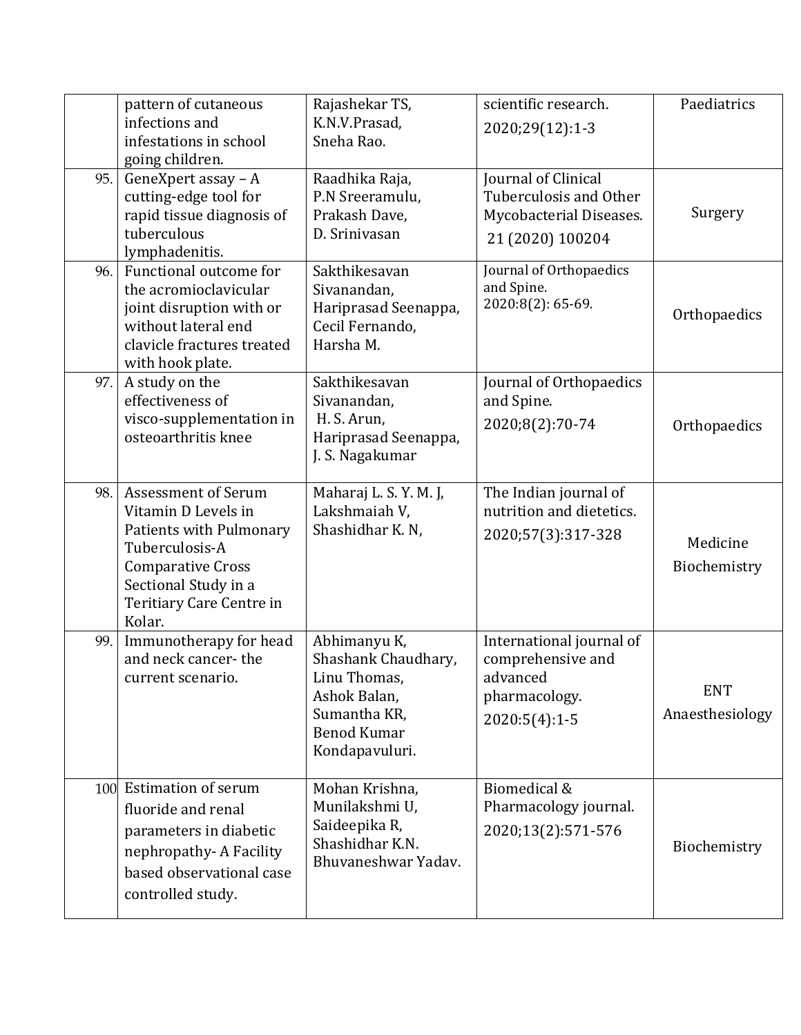|  |  |  |  |  |
|---|---|---|---|---|
|  | pattern of cutaneous infections and infestations in school going children. | Rajashekar TS, K.N.V.Prasad, Sneha Rao. | scientific research. 2020;29(12):1-3 | Paediatrics |
| 95. | GeneXpert assay – A cutting-edge tool for rapid tissue diagnosis of tuberculous lymphadenitis. | Raadhika Raja, P.N Sreeramulu, Prakash Dave, D. Srinivasan | Journal of Clinical Tuberculosis and Other Mycobacterial Diseases. 21 (2020) 100204 | Surgery |
| 96. | Functional outcome for the acromioclavicular joint disruption with or without lateral end clavicle fractures treated with hook plate. | Sakthikesavan Sivanandan, Hariprasad Seenappa, Cecil Fernando, Harsha M. | Journal of Orthopaedics and Spine. 2020:8(2): 65-69. | Orthopaedics |
| 97. | A study on the effectiveness of visco-supplementation in osteoarthritis knee | Sakthikesavan Sivanandan, H. S. Arun, Hariprasad Seenappa, J. S. Nagakumar | Journal of Orthopaedics and Spine. 2020;8(2):70-74 | Orthopaedics |
| 98. | Assessment of Serum Vitamin D Levels in Patients with Pulmonary Tuberculosis-A Comparative Cross Sectional Study in a Teritiary Care Centre in Kolar. | Maharaj L. S. Y. M. J, Lakshmaiah V, Shashidhar K. N, | The Indian journal of nutrition and dietetics. 2020;57(3):317-328 | Medicine Biochemistry |
| 99. | Immunotherapy for head and neck cancer- the current scenario. | Abhimanyu K, Shashank Chaudhary, Linu Thomas, Ashok Balan, Sumantha KR, Benod Kumar Kondapavuluri. | International journal of comprehensive and advanced pharmacology. 2020:5(4):1-5 | ENT Anaesthesiology |
| 100 | Estimation of serum fluoride and renal parameters in diabetic nephropathy- A Facility based observational case controlled study. | Mohan Krishna, Munilakshmi U, Saideepika R, Shashidhar K.N. Bhuvaneshwar Yadav. | Biomedical & Pharmacology journal. 2020;13(2):571-576 | Biochemistry |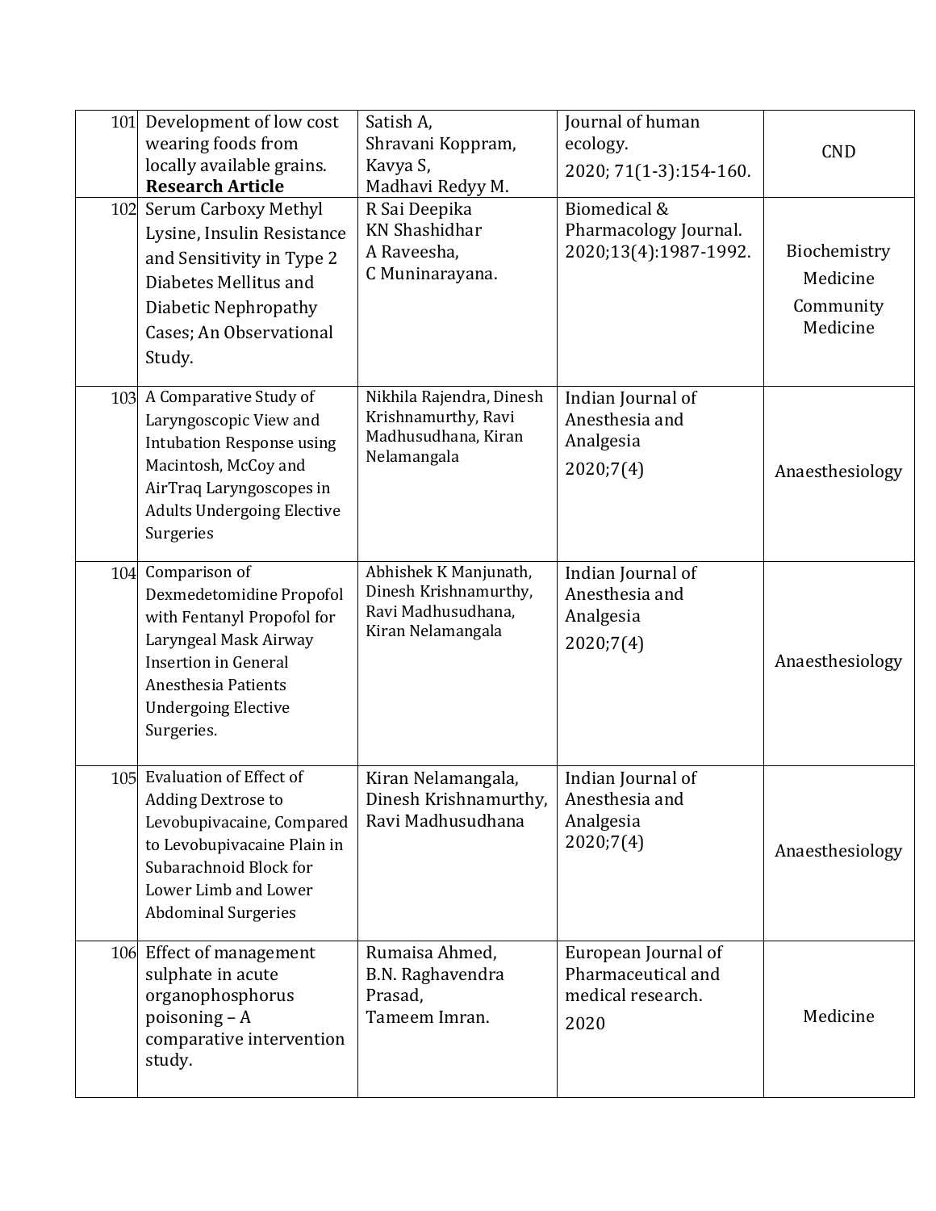| | | | | |
|---|---|---|---|---|
| 101 | Development of low cost wearing foods from locally available grains. **Research Article** | Satish A, Shravani Koppram, Kavya S, Madhavi Redyy M. | Journal of human ecology. 2020; 71(1-3):154-160. | CND |
| 102 | Serum Carboxy Methyl Lysine, Insulin Resistance and Sensitivity in Type 2 Diabetes Mellitus and Diabetic Nephropathy Cases; An Observational Study. | R Sai Deepika KN Shashidhar A Raveesha, C Muninarayana. | Biomedical & Pharmacology Journal. 2020;13(4):1987-1992. | Biochemistry Medicine Community Medicine |
| 103 | A Comparative Study of Laryngoscopic View and Intubation Response using Macintosh, McCoy and AirTraq Laryngoscopes in Adults Undergoing Elective Surgeries | Nikhila Rajendra, Dinesh Krishnamurthy, Ravi Madhusudhana, Kiran Nelamangala | Indian Journal of Anesthesia and Analgesia 2020;7(4) | Anaesthesiology |
| 104 | Comparison of Dexmedetomidine Propofol with Fentanyl Propofol for Laryngeal Mask Airway Insertion in General Anesthesia Patients Undergoing Elective Surgeries. | Abhishek K Manjunath, Dinesh Krishnamurthy, Ravi Madhusudhana, Kiran Nelamangala | Indian Journal of Anesthesia and Analgesia 2020;7(4) | Anaesthesiology |
| 105 | Evaluation of Effect of Adding Dextrose to Levobupivacaine, Compared to Levobupivacaine Plain in Subarachnoid Block for Lower Limb and Lower Abdominal Surgeries | Kiran Nelamangala, Dinesh Krishnamurthy, Ravi Madhusudhana | Indian Journal of Anesthesia and Analgesia 2020;7(4) | Anaesthesiology |
| 106 | Effect of management sulphate in acute organophosphorus poisoning – A comparative intervention study. | Rumaisa Ahmed, B.N. Raghavendra Prasad, Tameem Imran. | European Journal of Pharmaceutical and medical research. 2020 | Medicine |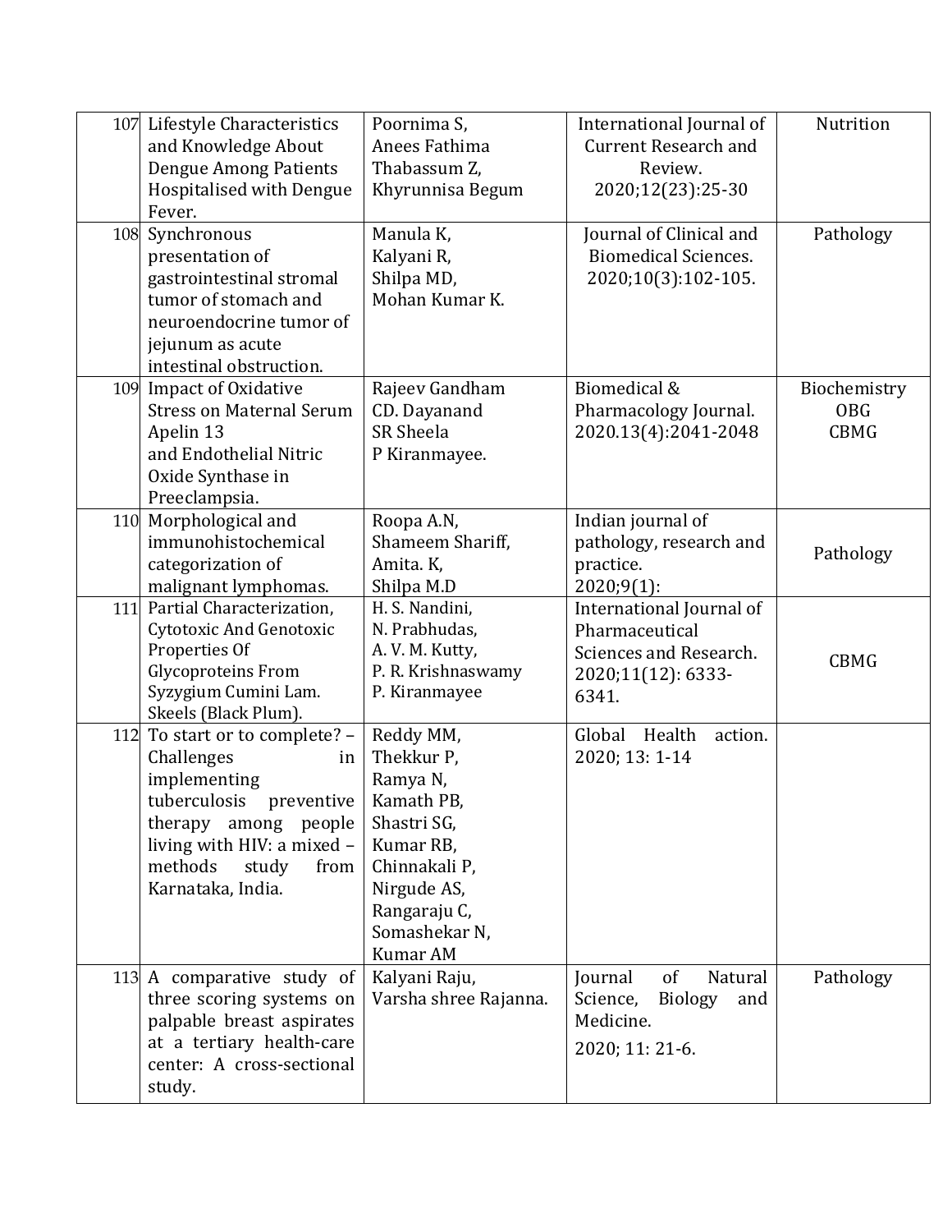| | | | | |
|---|---|---|---|---|
| 107 | Lifestyle Characteristics and Knowledge About Dengue Among Patients Hospitalised with Dengue Fever. | Poornima S, Anees Fathima Thabassum Z, Khyrunnisa Begum | International Journal of Current Research and Review. 2020;12(23):25-30 | Nutrition |
| 108 | Synchronous presentation of gastrointestinal stromal tumor of stomach and neuroendocrine tumor of jejunum as acute intestinal obstruction. | Manula K, Kalyani R, Shilpa MD, Mohan Kumar K. | Journal of Clinical and Biomedical Sciences. 2020;10(3):102-105. | Pathology |
| 109 | Impact of Oxidative Stress on Maternal Serum Apelin 13 and Endothelial Nitric Oxide Synthase in Preeclampsia. | Rajeev Gandham CD. Dayanand SR Sheela P Kiranmayee. | Biomedical & Pharmacology Journal. 2020.13(4):2041-2048 | Biochemistry OBG CBMG |
| 110 | Morphological and immunohistochemical categorization of malignant lymphomas. | Roopa A.N, Shameem Shariff, Amita. K, Shilpa M.D | Indian journal of pathology, research and practice. 2020;9(1): | Pathology |
| 111 | Partial Characterization, Cytotoxic And Genotoxic Properties Of Glycoproteins From Syzygium Cumini Lam. Skeels (Black Plum). | H. S. Nandini, N. Prabhudas, A. V. M. Kutty, P. R. Krishnaswamy P. Kiranmayee | International Journal of Pharmaceutical Sciences and Research. 2020;11(12): 6333-6341. | CBMG |
| 112 | To start or to complete? – Challenges in implementing tuberculosis preventive therapy among people living with HIV: a mixed – methods study from Karnataka, India. | Reddy MM, Thekkur P, Ramya N, Kamath PB, Shastri SG, Kumar RB, Chinnakali P, Nirgude AS, Rangaraju C, Somashekar N, Kumar AM | Global Health action. 2020; 13: 1-14 | |
| 113 | A comparative study of three scoring systems on palpable breast aspirates at a tertiary health-care center: A cross-sectional study. | Kalyani Raju, Varsha shree Rajanna. | Journal of Natural Science, Biology and Medicine. 2020; 11: 21-6. | Pathology |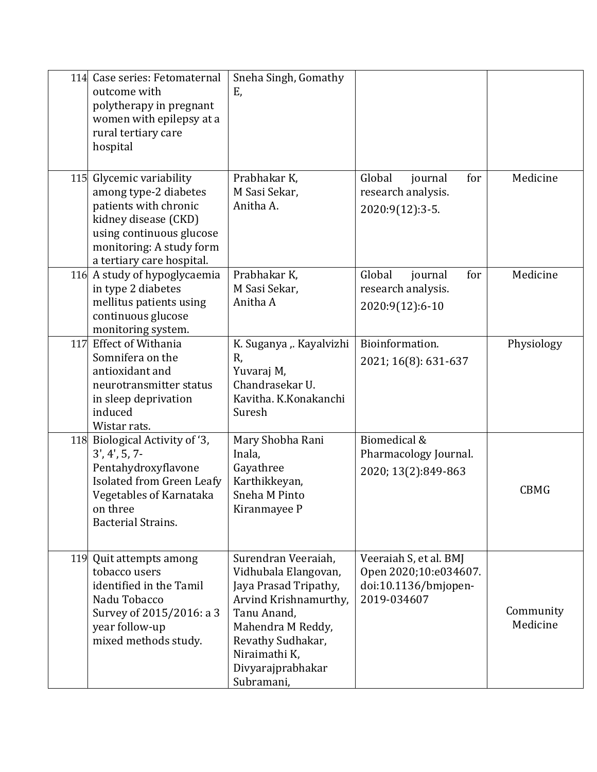| | | | | |
|---|---|---|---|---|
| 114 | Case series: Fetomaternal outcome with polytherapy in pregnant women with epilepsy at a rural tertiary care hospital | Sneha Singh, Gomathy E, | | |
| 115 | Glycemic variability among type-2 diabetes patients with chronic kidney disease (CKD) using continuous glucose monitoring: A study form a tertiary care hospital. | Prabhakar K, M Sasi Sekar, Anitha A. | Global journal for research analysis. 2020:9(12):3-5. | Medicine |
| 116 | A study of hypoglycaemia in type 2 diabetes mellitus patients using continuous glucose monitoring system. | Prabhakar K, M Sasi Sekar, Anitha A | Global journal for research analysis. 2020:9(12):6-10 | Medicine |
| 117 | Effect of Withania Somnifera on the antioxidant and neurotransmitter status in sleep deprivation induced Wistar rats. | K. Suganya ,. Kayalvizhi R, Yuvaraj M, Chandrasekar U. Kavitha. K.Konakanchi Suresh | Bioinformation. 2021; 16(8): 631-637 | Physiology |
| 118 | Biological Activity of '3, 3', 4', 5, 7-Pentahydroxyflavone Isolated from Green Leafy Vegetables of Karnataka on three Bacterial Strains. | Mary Shobha Rani Inala, Gayathree Karthikkeyan, Sneha M Pinto Kiranmayee P | Biomedical & Pharmacology Journal. 2020; 13(2):849-863 | CBMG |
| 119 | Quit attempts among tobacco users identified in the Tamil Nadu Tobacco Survey of 2015/2016: a 3 year follow-up mixed methods study. | Surendran Veeraiah, Vidhubala Elangovan, Jaya Prasad Tripathy, Arvind Krishnamurthy, Tanu Anand, Mahendra M Reddy, Revathy Sudhakar, Niraimathi K, Divyarajprabhakar Subramani, | Veeraiah S, et al. BMJ Open 2020;10:e034607. doi:10.1136/bmjopen-2019-034607 | Community Medicine |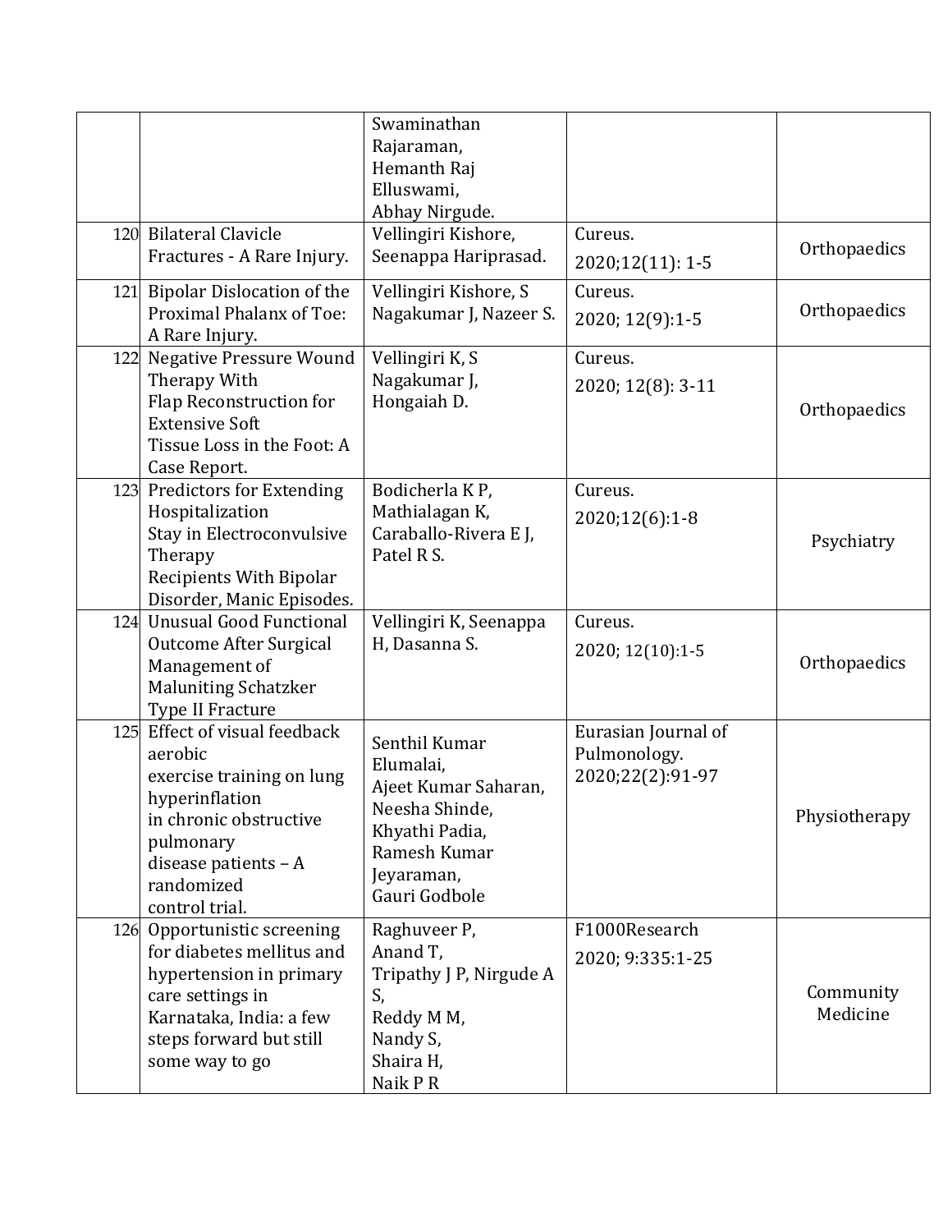| | | | | |
|---|---|---|---|---|
| | | Swaminathan Rajaraman, Hemanth Raj Elluswami, Abhay Nirgude. | | |
| 120 | Bilateral Clavicle Fractures - A Rare Injury. | Vellingiri Kishore, Seenappa Hariprasad. | Cureus. 2020;12(11): 1-5 | Orthopaedics |
| 121 | Bipolar Dislocation of the Proximal Phalanx of Toe: A Rare Injury. | Vellingiri Kishore, S Nagakumar J, Nazeer S. | Cureus. 2020; 12(9):1-5 | Orthopaedics |
| 122 | Negative Pressure Wound Therapy With Flap Reconstruction for Extensive Soft Tissue Loss in the Foot: A Case Report. | Vellingiri K, S Nagakumar J, Hongaiah D. | Cureus. 2020; 12(8): 3-11 | Orthopaedics |
| 123 | Predictors for Extending Hospitalization Stay in Electroconvulsive Therapy Recipients With Bipolar Disorder, Manic Episodes. | Bodicherla K P, Mathialagan K, Caraballo-Rivera E J, Patel R S. | Cureus. 2020;12(6):1-8 | Psychiatry |
| 124 | Unusual Good Functional Outcome After Surgical Management of Maluniting Schatzker Type II Fracture | Vellingiri K, Seenappa H, Dasanna S. | Cureus. 2020; 12(10):1-5 | Orthopaedics |
| 125 | Effect of visual feedback aerobic exercise training on lung hyperinflation in chronic obstructive pulmonary disease patients – A randomized control trial. | Senthil Kumar Elumalai, Ajeet Kumar Saharan, Neesha Shinde, Khyathi Padia, Ramesh Kumar Jeyaraman, Gauri Godbole | Eurasian Journal of Pulmonology. 2020;22(2):91-97 | Physiotherapy |
| 126 | Opportunistic screening for diabetes mellitus and hypertension in primary care settings in Karnataka, India: a few steps forward but still some way to go | Raghuveer P, Anand T, Tripathy J P, Nirgude A S, Reddy M M, Nandy S, Shaira H, Naik P R | F1000Research 2020; 9:335:1-25 | Community Medicine |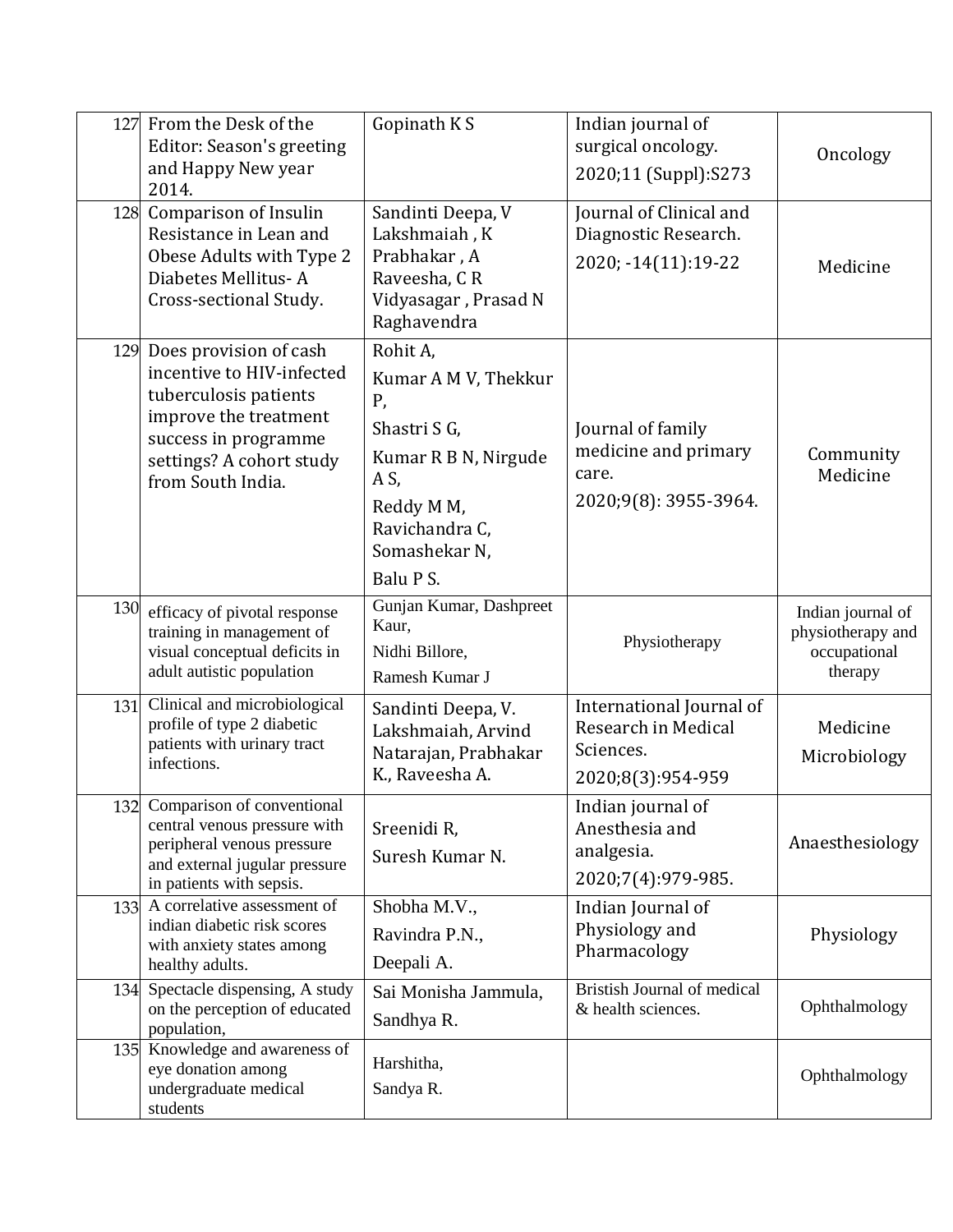| 127 | From the Desk of the Editor: Season's greeting and Happy New year 2014. | Gopinath K S | Indian journal of surgical oncology. 2020;11 (Suppl):S273 | Oncology |
|---|---|---|---|---|
| 128 | Comparison of Insulin Resistance in Lean and Obese Adults with Type 2 Diabetes Mellitus- A Cross-sectional Study. | Sandinti Deepa, V Lakshmaiah , K Prabhakar , A Raveesha, C R Vidyasagar , Prasad N Raghavendra | Journal of Clinical and Diagnostic Research. 2020; -14(11):19-22 | Medicine |
| 129 | Does provision of cash incentive to HIV-infected tuberculosis patients improve the treatment success in programme settings? A cohort study from South India. | Rohit A, Kumar A M V, Thekkur P, Shastri S G, Kumar R B N, Nirgude A S, Reddy M M, Ravichandra C, Somashekar N, Balu P S. | Journal of family medicine and primary care. 2020;9(8): 3955-3964. | Community Medicine |
| 130 | efficacy of pivotal response training in management of visual conceptual deficits in adult autistic population | Gunjan Kumar, Dashpreet Kaur, Nidhi Billore, Ramesh Kumar J | Physiotherapy | Indian journal of physiotherapy and occupational therapy |
| 131 | Clinical and microbiological profile of type 2 diabetic patients with urinary tract infections. | Sandinti Deepa, V. Lakshmaiah, Arvind Natarajan, Prabhakar K., Raveesha A. | International Journal of Research in Medical Sciences. 2020;8(3):954-959 | Medicine Microbiology |
| 132 | Comparison of conventional central venous pressure with peripheral venous pressure and external jugular pressure in patients with sepsis. | Sreenidi R, Suresh Kumar N. | Indian journal of Anesthesia and analgesia. 2020;7(4):979-985. | Anaesthesiology |
| 133 | A correlative assessment of indian diabetic risk scores with anxiety states among healthy adults. | Shobha M.V., Ravindra P.N., Deepali A. | Indian Journal of Physiology and Pharmacology | Physiology |
| 134 | Spectacle dispensing, A study on the perception of educated population, | Sai Monisha Jammula, Sandhya R. | Bristish Journal of medical & health sciences. | Ophthalmology |
| 135 | Knowledge and awareness of eye donation among undergraduate medical students | Harshitha, Sandya R. | | Ophthalmology |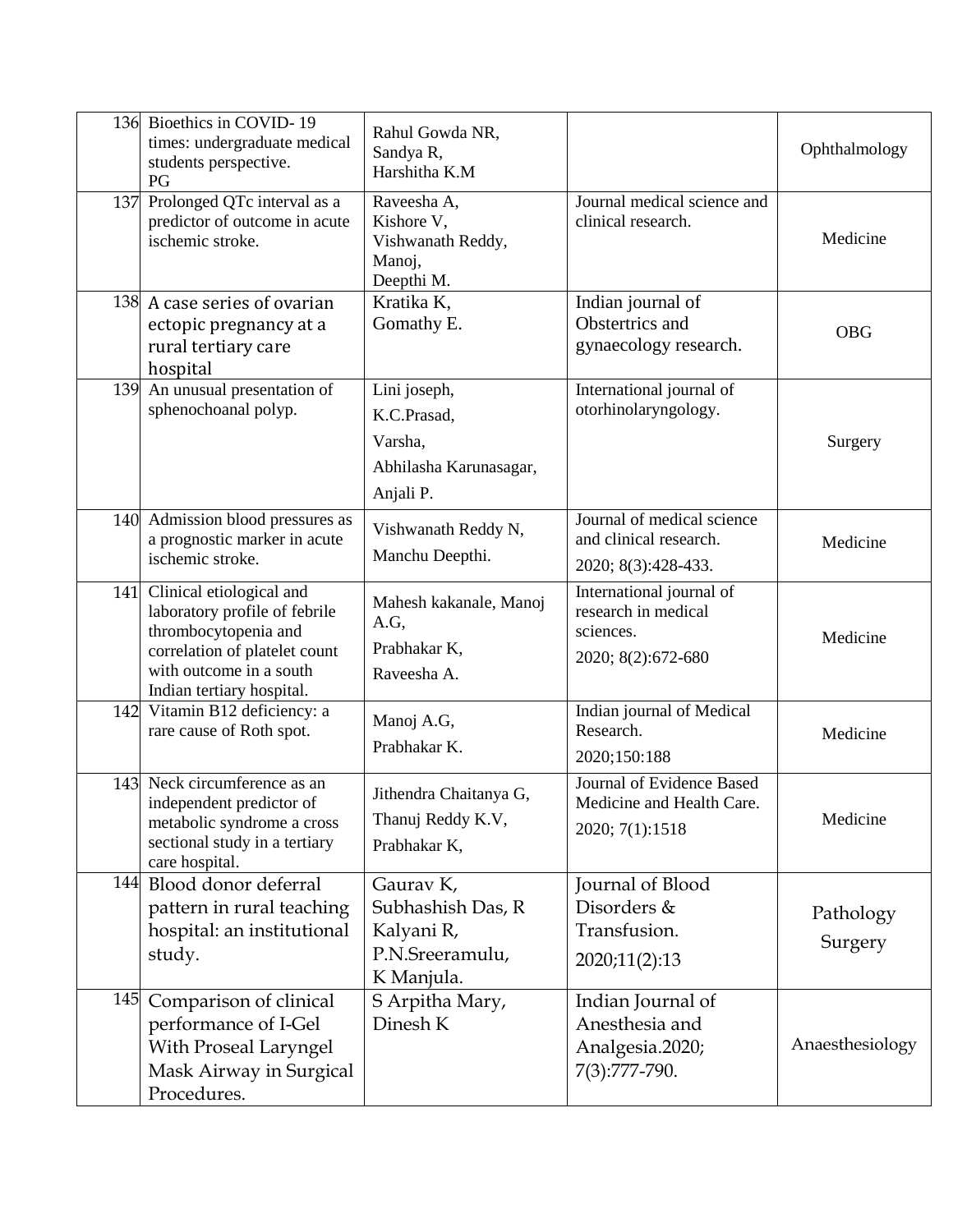| 136 | Bioethics in COVID- 19 times: undergraduate medical students perspective. PG | Rahul Gowda NR, Sandya R, Harshitha K.M | | Ophthalmology |
|---|---|---|---|---|
| 137 | Prolonged QTc interval as a predictor of outcome in acute ischemic stroke. | Raveesha A, Kishore V, Vishwanath Reddy, Manoj, Deepthi M. | Journal medical science and clinical research. | Medicine |
| 138 | A case series of ovarian ectopic pregnancy at a rural tertiary care hospital | Kratika K, Gomathy E. | Indian journal of Obstertrics and gynaecology research. | OBG |
| 139 | An unusual presentation of sphenochoanal polyp. | Lini joseph, K.C.Prasad, Varsha, Abhilasha Karunasagar, Anjali P. | International journal of otorhinolaryngology. | Surgery |
| 140 | Admission blood pressures as a prognostic marker in acute ischemic stroke. | Vishwanath Reddy N, Manchu Deepthi. | Journal of medical science and clinical research. 2020; 8(3):428-433. | Medicine |
| 141 | Clinical etiological and laboratory profile of febrile thrombocytopenia and correlation of platelet count with outcome in a south Indian tertiary hospital. | Mahesh kakanale, Manoj A.G, Prabhakar K, Raveesha A. | International journal of research in medical sciences. 2020; 8(2):672-680 | Medicine |
| 142 | Vitamin B12 deficiency: a rare cause of Roth spot. | Manoj A.G, Prabhakar K. | Indian journal of Medical Research. 2020;150:188 | Medicine |
| 143 | Neck circumference as an independent predictor of metabolic syndrome a cross sectional study in a tertiary care hospital. | Jithendra Chaitanya G, Thanuj Reddy K.V, Prabhakar K, | Journal of Evidence Based Medicine and Health Care. 2020; 7(1):1518 | Medicine |
| 144 | Blood donor deferral pattern in rural teaching hospital: an institutional study. | Gaurav K, Subhashish Das, R Kalyani R, P.N.Sreeramulu, K Manjula. | Journal of Blood Disorders & Transfusion. 2020;11(2):13 | Pathology Surgery |
| 145 | Comparison of clinical performance of I-Gel With Proseal Laryngel Mask Airway in Surgical Procedures. | S Arpitha Mary, Dinesh K | Indian Journal of Anesthesia and Analgesia.2020; 7(3):777-790. | Anaesthesiology |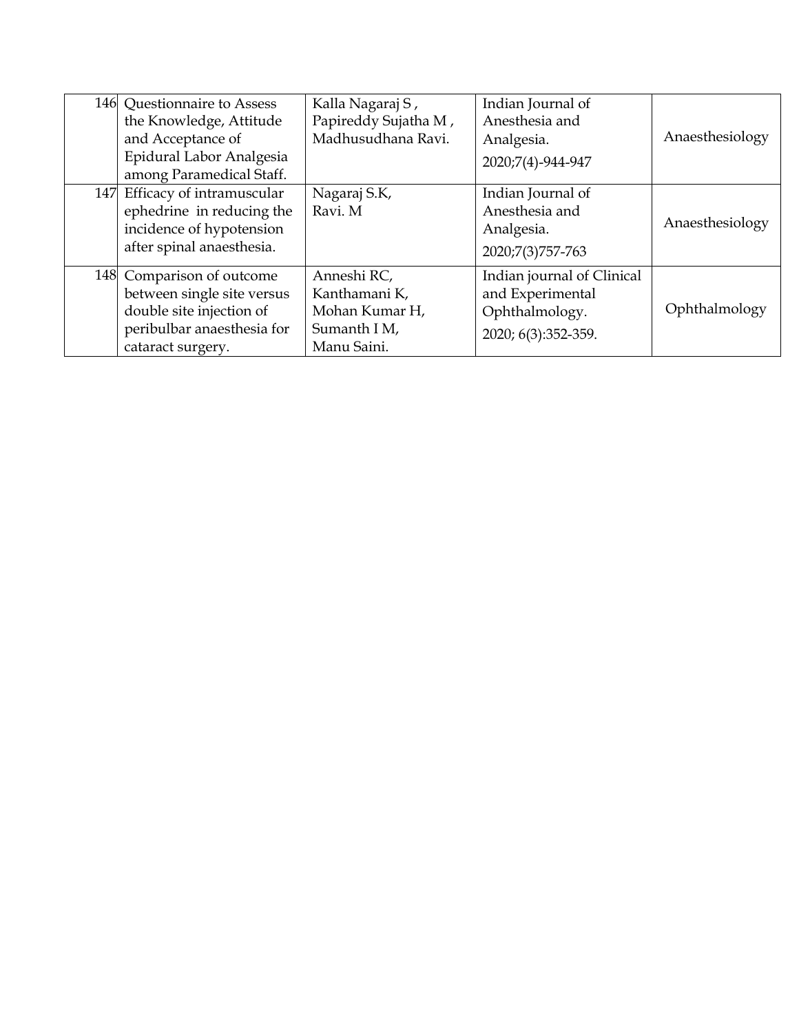| | | | | |
|---|---|---|---|---|
| 146 | Questionnaire to Assess the Knowledge, Attitude and Acceptance of Epidural Labor Analgesia among Paramedical Staff. | Kalla Nagaraj S , Papireddy Sujatha M , Madhusudhana Ravi. | Indian Journal of Anesthesia and Analgesia. 2020;7(4)-944-947 | Anaesthesiology |
| 147 | Efficacy of intramuscular ephedrine in reducing the incidence of hypotension after spinal anaesthesia. | Nagaraj S.K, Ravi. M | Indian Journal of Anesthesia and Analgesia. 2020;7(3)757-763 | Anaesthesiology |
| 148 | Comparison of outcome between single site versus double site injection of peribulbar anaesthesia for cataract surgery. | Anneshi RC, Kanthamani K, Mohan Kumar H, Sumanth I M, Manu Saini. | Indian journal of Clinical and Experimental Ophthalmology. 2020; 6(3):352-359. | Ophthalmology |